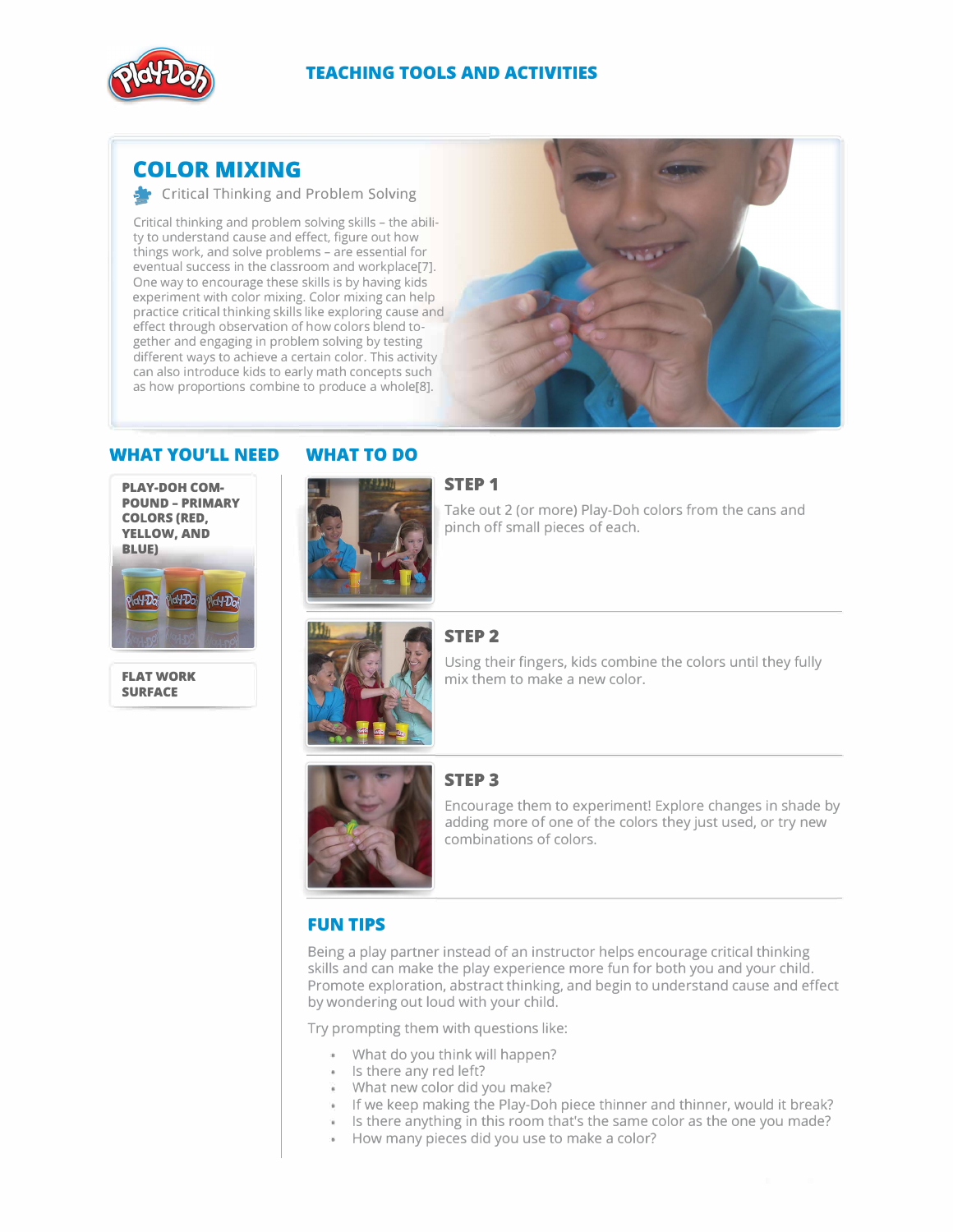TEACHING TOOLS AND ACTIVITIES

# COLOR MIXING

Critical Thinking and Problem Solving

Critical thinking and problem solving skills – the ability to understand cause and effect, figure out how things work, and solve problems – are essential for eventual success in the classroom and workplace[7]. One way to encourage these skills is by having kids experiment with color mixing. Color mixing can help practice critical thinking skills like exploring cause and effect through observation of how colors blend together and engaging in problem solving by testing different ways to achieve a certain color. This activity can also introduce kids to early math concepts such as how proportions combine to produce a whole[8].

## WHAT YOU'LL NEED

- **PLAY-DOH COMPOUND – PRIMARY COLORS (RED, YELLOW, AND BLUE)**
- **FLAT WORK SURFACE**

## WHAT TO DO

### STEP 1

Take out 2 (or more) Play-Doh colors from the cans and pinch off small pieces of each.

### STEP 2

Using their fingers, kids combine the colors until they fully mix them to make a new color.

### STEP 3

Encourage them to experiment! Explore changes in shade by adding more of one of the colors they just used, or try new combinations of colors.

## FUN TIPS

Being a play partner instead of an instructor helps encourage critical thinking skills and can make the play experience more fun for both you and your child. Promote exploration, abstract thinking, and begin to understand cause and effect by wondering out loud with your child.

Try prompting them with questions like:

- What do you think will happen?
- Is there any red left?
- What new color did you make?
- If we keep making the Play-Doh piece thinner and thinner, would it break?
- Is there anything in this room that's the same color as the one you made?
- How many pieces did you use to make a color?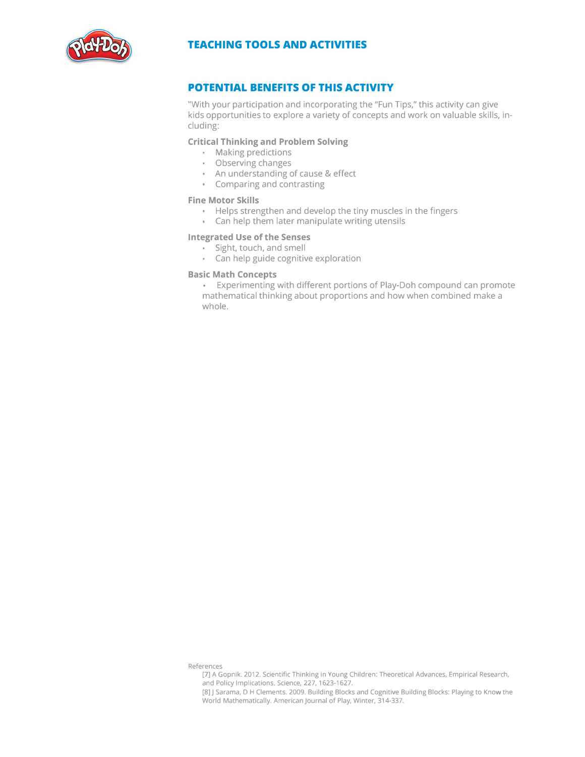## TEACHING TOOLS AND ACTIVITIES

## POTENTIAL BENEFITS OF THIS ACTIVITY

"With your participation and incorporating the "Fun Tips," this activity can give kids opportunities to explore a variety of concepts and work on valuable skills, including:

**Critical Thinking and Problem Solving**

- Making predictions
- Observing changes
- An understanding of cause & effect
- Comparing and contrasting

**Fine Motor Skills**

- Helps strengthen and develop the tiny muscles in the fingers
- Can help them later manipulate writing utensils

**Integrated Use of the Senses**

- Sight, touch, and smell
- Can help guide cognitive exploration

**Basic Math Concepts**

- Experimenting with different portions of Play-Doh compound can promote mathematical thinking about proportions and how when combined make a whole.

References

[7] A Gopnik. 2012. Scientific Thinking in Young Children: Theoretical Advances, Empirical Research, and Policy Implications. Science, 227, 1623-1627.

[8] J Sarama, D H Clements. 2009. Building Blocks and Cognitive Building Blocks: Playing to Know the World Mathematically. American Journal of Play, Winter, 314-337.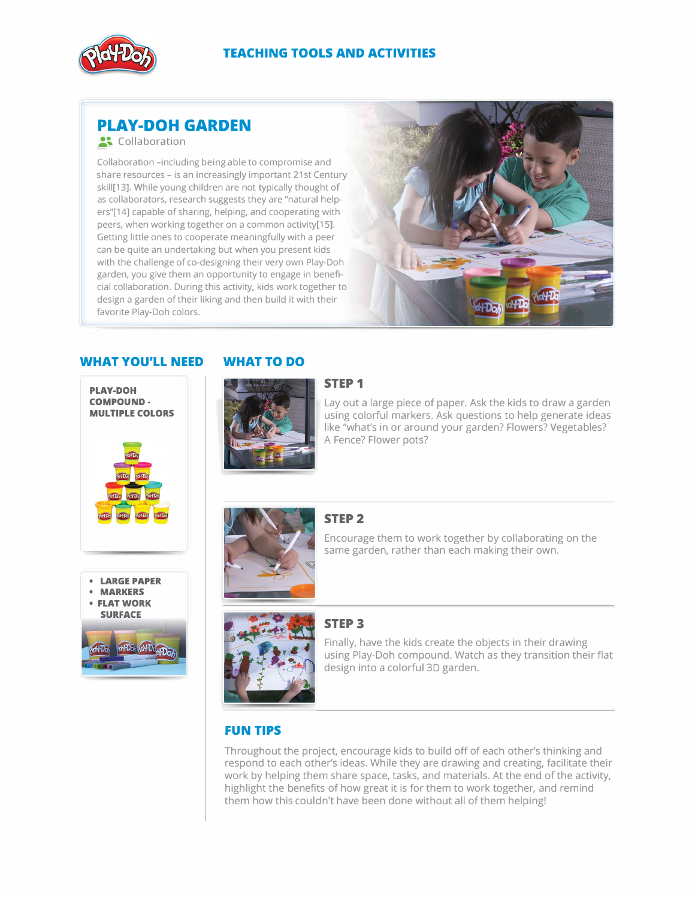TEACHING TOOLS AND ACTIVITIES

# PLAY-DOH GARDEN

Collaboration

Collaboration –including being able to compromise and share resources – is an increasingly important 21st Century skill[13]. While young children are not typically thought of as collaborators, research suggests they are "natural helpers"[14] capable of sharing, helping, and cooperating with peers, when working together on a common activity[15]. Getting little ones to cooperate meaningfully with a peer can be quite an undertaking but when you present kids with the challenge of co-designing their very own Play-Doh garden, you give them an opportunity to engage in beneficial collaboration. During this activity, kids work together to design a garden of their liking and then build it with their favorite Play-Doh colors.

## WHAT YOU'LL NEED

**PLAY-DOH COMPOUND - MULTIPLE COLORS**

- **LARGE PAPER**
- **MARKERS**
- **FLAT WORK SURFACE**

## WHAT TO DO

### STEP 1

Lay out a large piece of paper. Ask the kids to draw a garden using colorful markers. Ask questions to help generate ideas like "what's in or around your garden? Flowers? Vegetables? A Fence? Flower pots?

### STEP 2

Encourage them to work together by collaborating on the same garden, rather than each making their own.

### STEP 3

Finally, have the kids create the objects in their drawing using Play-Doh compound. Watch as they transition their flat design into a colorful 3D garden.

## FUN TIPS

Throughout the project, encourage kids to build off of each other's thinking and respond to each other's ideas. While they are drawing and creating, facilitate their work by helping them share space, tasks, and materials. At the end of the activity, highlight the benefits of how great it is for them to work together, and remind them how this couldn't have been done without all of them helping!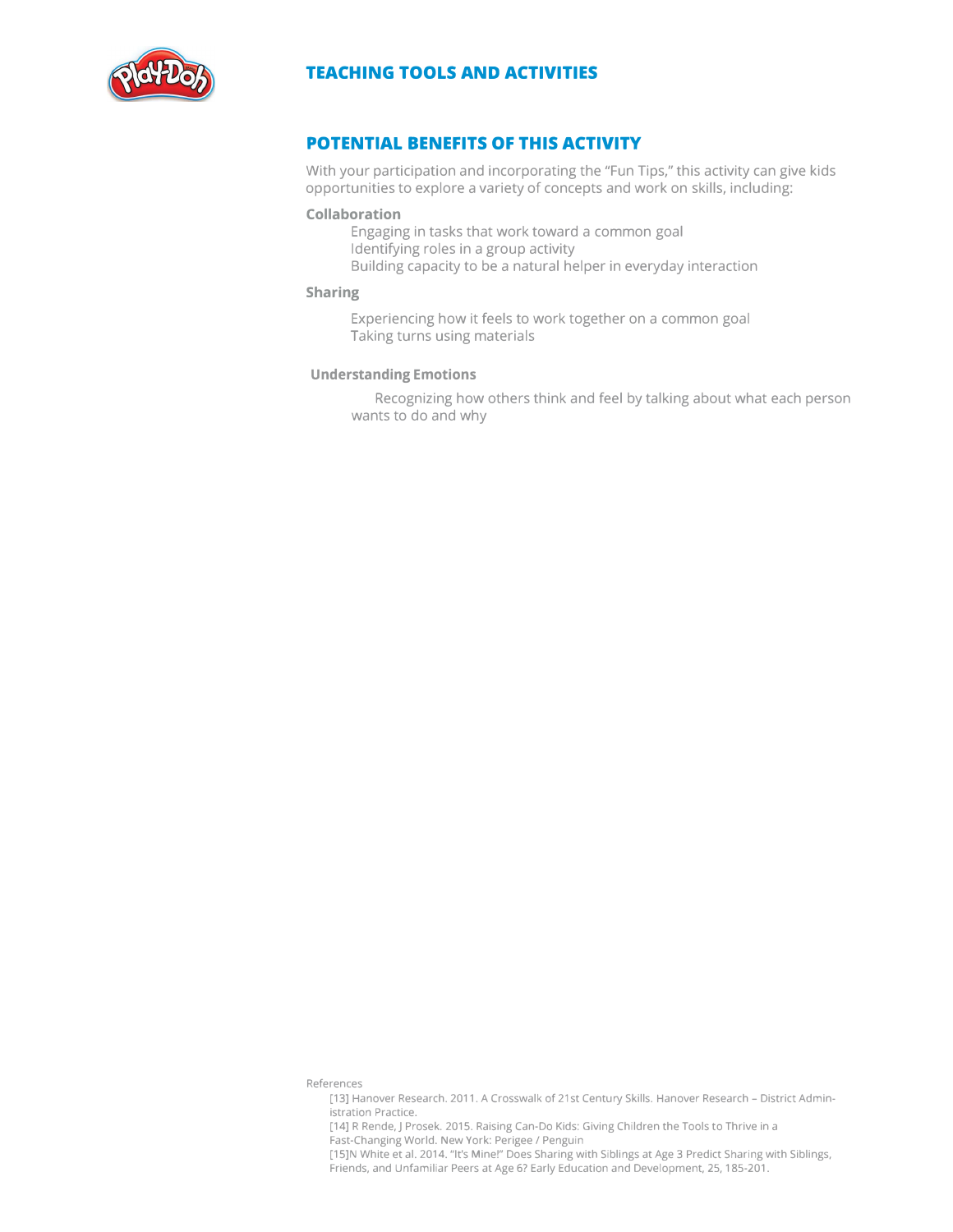## TEACHING TOOLS AND ACTIVITIES

## POTENTIAL BENEFITS OF THIS ACTIVITY

With your participation and incorporating the "Fun Tips," this activity can give kids opportunities to explore a variety of concepts and work on skills, including:

**Collaboration**

- Engaging in tasks that work toward a common goal
- Identifying roles in a group activity
- Building capacity to be a natural helper in everyday interaction

**Sharing**

- Experiencing how it feels to work together on a common goal
- Taking turns using materials

**Understanding Emotions**

- Recognizing how others think and feel by talking about what each person wants to do and why

References

[13] Hanover Research. 2011. A Crosswalk of 21st Century Skills. Hanover Research – District Administration Practice.

[14] R Rende, J Prosek. 2015. Raising Can-Do Kids: Giving Children the Tools to Thrive in a Fast-Changing World. New York: Perigee / Penguin

[15]N White et al. 2014. "It's Mine!" Does Sharing with Siblings at Age 3 Predict Sharing with Siblings, Friends, and Unfamiliar Peers at Age 6? Early Education and Development, 25, 185-201.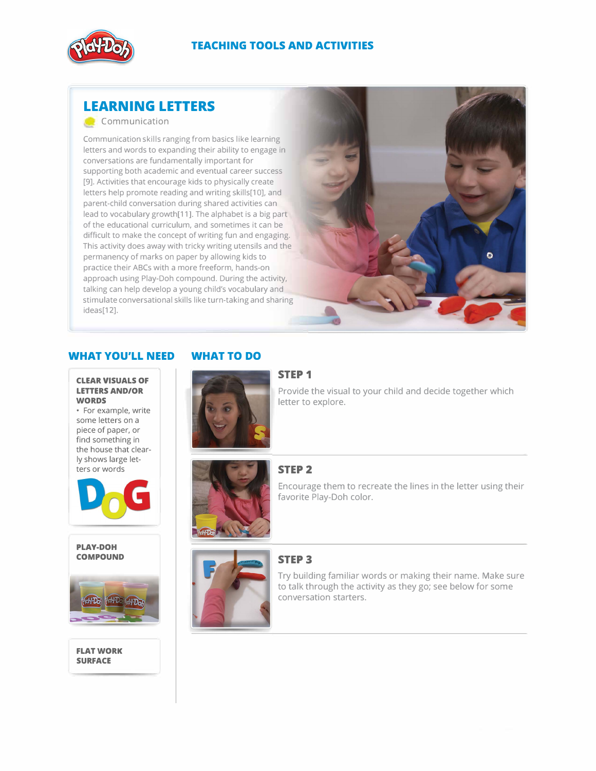TEACHING TOOLS AND ACTIVITIES

## LEARNING LETTERS

Communication

Communication skills ranging from basics like learning letters and words to expanding their ability to engage in conversations are fundamentally important for supporting both academic and eventual career success [9]. Activities that encourage kids to physically create letters help promote reading and writing skills[10], and parent-child conversation during shared activities can lead to vocabulary growth[11]. The alphabet is a big part of the educational curriculum, and sometimes it can be difficult to make the concept of writing fun and engaging. This activity does away with tricky writing utensils and the permanency of marks on paper by allowing kids to practice their ABCs with a more freeform, hands-on approach using Play-Doh compound. During the activity, talking can help develop a young child's vocabulary and stimulate conversational skills like turn-taking and sharing ideas[12].

### WHAT YOU'LL NEED

**CLEAR VISUALS OF LETTERS AND/OR WORDS**

- For example, write some letters on a piece of paper, or find something in the house that clearly shows large letters or words

**PLAY-DOH COMPOUND**

**FLAT WORK SURFACE**

### WHAT TO DO

**STEP 1**

Provide the visual to your child and decide together which letter to explore.

**STEP 2**

Encourage them to recreate the lines in the letter using their favorite Play-Doh color.

**STEP 3**

Try building familiar words or making their name. Make sure to talk through the activity as they go; see below for some conversation starters.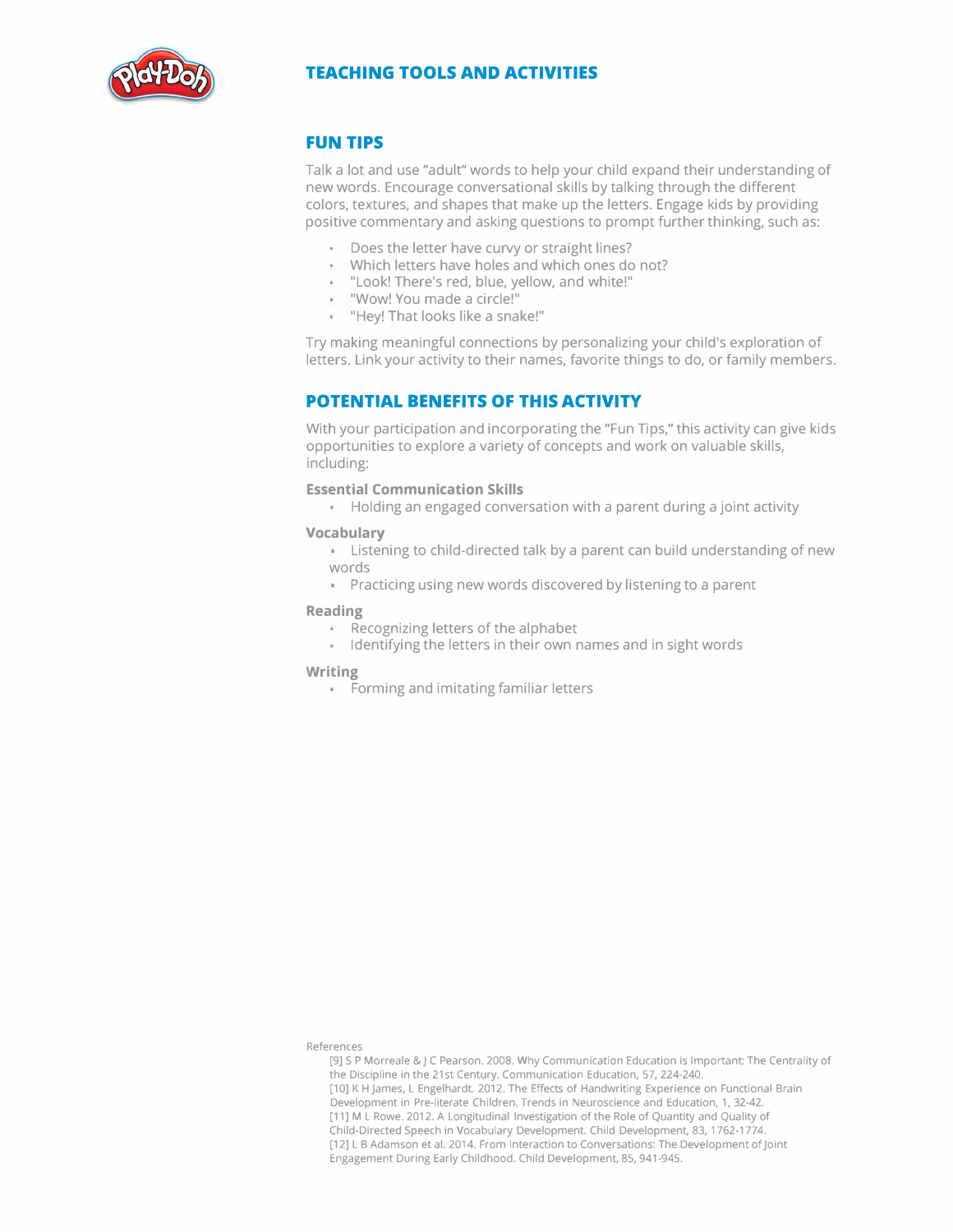# TEACHING TOOLS AND ACTIVITIES

## FUN TIPS

Talk a lot and use "adult" words to help your child expand their understanding of new words. Encourage conversational skills by talking through the different colors, textures, and shapes that make up the letters. Engage kids by providing positive commentary and asking questions to prompt further thinking, such as:

- Does the letter have curvy or straight lines?
- Which letters have holes and which ones do not?
- "Look! There's red, blue, yellow, and white!"
- "Wow! You made a circle!"
- "Hey! That looks like a snake!"

Try making meaningful connections by personalizing your child's exploration of letters. Link your activity to their names, favorite things to do, or family members.

## POTENTIAL BENEFITS OF THIS ACTIVITY

With your participation and incorporating the "Fun Tips," this activity can give kids opportunities to explore a variety of concepts and work on valuable skills, including:

### Essential Communication Skills

- Holding an engaged conversation with a parent during a joint activity

### Vocabulary

- Listening to child-directed talk by a parent can build understanding of new words
- Practicing using new words discovered by listening to a parent

### Reading

- Recognizing letters of the alphabet
- Identifying the letters in their own names and in sight words

### Writing

- Forming and imitating familiar letters

References

[9] S P Morreale & J C Pearson. 2008. Why Communication Education is Important: The Centrality of the Discipline in the 21st Century. Communication Education, 57, 224-240.
[10] K H James, L Engelhardt. 2012. The Effects of Handwriting Experience on Functional Brain Development in Pre-literate Children. Trends in Neuroscience and Education, 1, 32-42.
[11] M L Rowe. 2012. A Longitudinal Investigation of the Role of Quantity and Quality of Child-Directed Speech in Vocabulary Development. Child Development, 83, 1762-1774.
[12] L B Adamson et al. 2014. From Interaction to Conversations: The Development of Joint Engagement During Early Childhood. Child Development, 85, 941-945.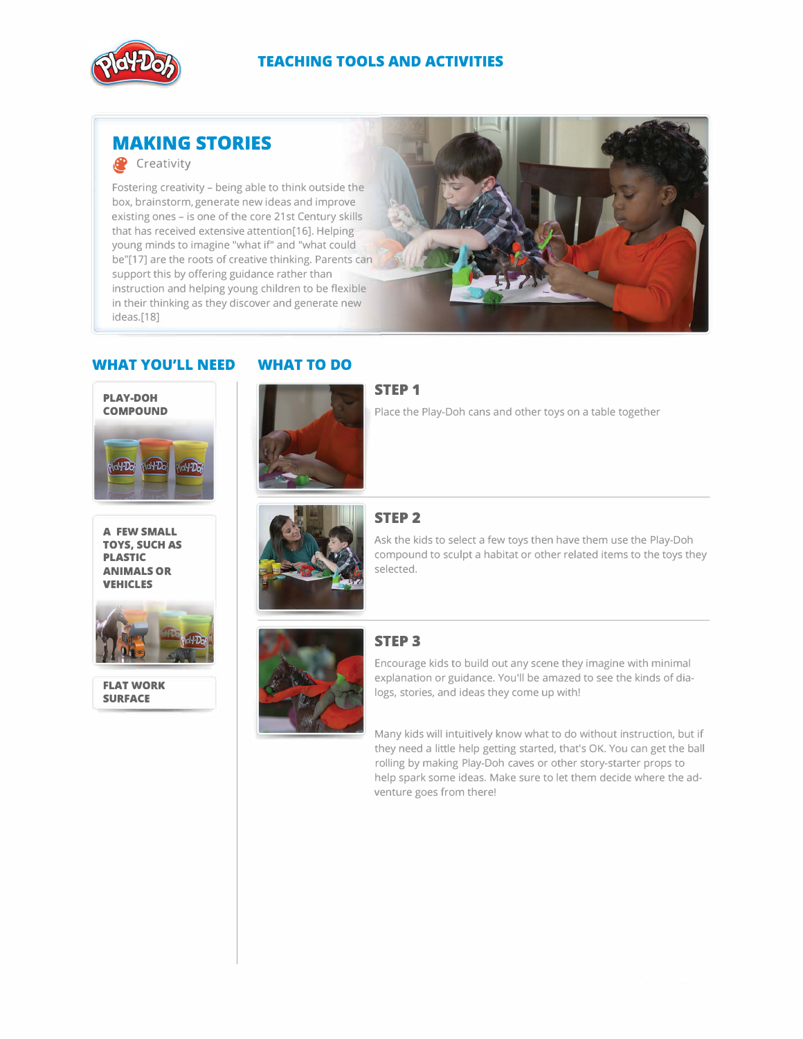# MAKING STORIES

Creativity

Fostering creativity – being able to think outside the box, brainstorm, generate new ideas and improve existing ones – is one of the core 21st Century skills that has received extensive attention[16]. Helping young minds to imagine "what if" and "what could be"[17] are the roots of creative thinking. Parents can support this by offering guidance rather than instruction and helping young children to be flexible in their thinking as they discover and generate new ideas.[18]

## WHAT YOU'LL NEED

- **PLAY-DOH COMPOUND**
- **A FEW SMALL TOYS, SUCH AS PLASTIC ANIMALS OR VEHICLES**
- **FLAT WORK SURFACE**

## WHAT TO DO

### STEP 1

Place the Play-Doh cans and other toys on a table together

### STEP 2

Ask the kids to select a few toys then have them use the Play-Doh compound to sculpt a habitat or other related items to the toys they selected.

### STEP 3

Encourage kids to build out any scene they imagine with minimal explanation or guidance. You'll be amazed to see the kinds of dialogs, stories, and ideas they come up with!

Many kids will intuitively know what to do without instruction, but if they need a little help getting started, that's OK. You can get the ball rolling by making Play-Doh caves or other story-starter props to help spark some ideas. Make sure to let them decide where the adventure goes from there!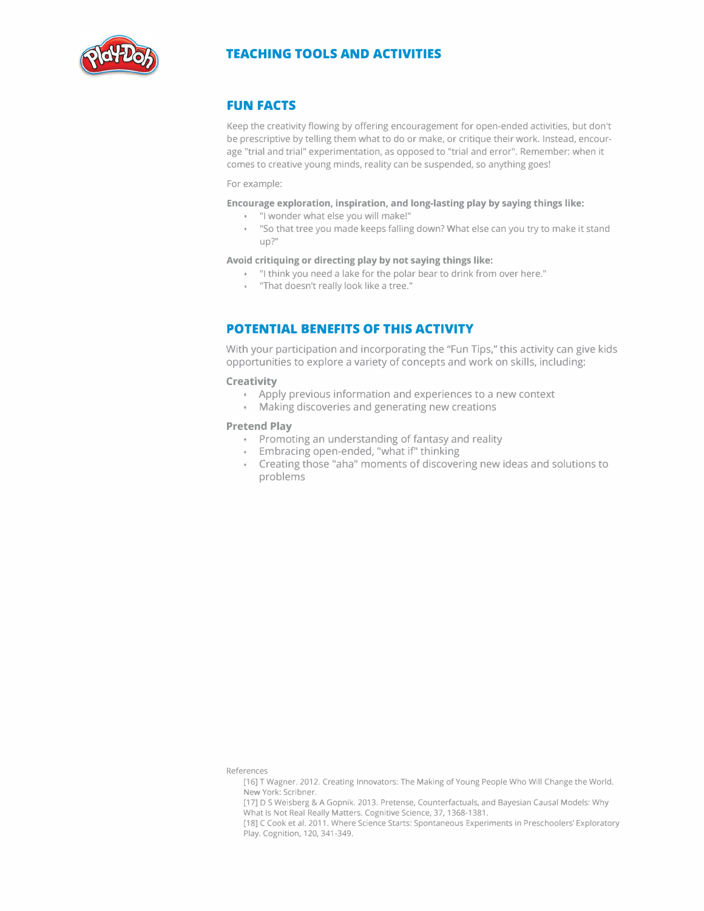# TEACHING TOOLS AND ACTIVITIES

## FUN FACTS

Keep the creativity flowing by offering encouragement for open-ended activities, but don't be prescriptive by telling them what to do or make, or critique their work. Instead, encourage "trial and trial" experimentation, as opposed to "trial and error". Remember: when it comes to creative young minds, reality can be suspended, so anything goes!

For example:

**Encourage exploration, inspiration, and long-lasting play by saying things like:**

- "I wonder what else you will make!"
- "So that tree you made keeps falling down? What else can you try to make it stand up?"

**Avoid critiquing or directing play by not saying things like:**

- "I think you need a lake for the polar bear to drink from over here."
- "That doesn't really look like a tree."

## POTENTIAL BENEFITS OF THIS ACTIVITY

With your participation and incorporating the "Fun Tips," this activity can give kids opportunities to explore a variety of concepts and work on skills, including:

### Creativity

- Apply previous information and experiences to a new context
- Making discoveries and generating new creations

### Pretend Play

- Promoting an understanding of fantasy and reality
- Embracing open-ended, "what if" thinking
- Creating those "aha" moments of discovering new ideas and solutions to problems

References

[16] T Wagner. 2012. Creating Innovators: The Making of Young People Who Will Change the World. New York: Scribner.

[17] D S Weisberg & A Gopnik. 2013. Pretense, Counterfactuals, and Bayesian Causal Models: Why What Is Not Real Really Matters. Cognitive Science, 37, 1368-1381.

[18] C Cook et al. 2011. Where Science Starts: Spontaneous Experiments in Preschoolers' Exploratory Play. Cognition, 120, 341-349.